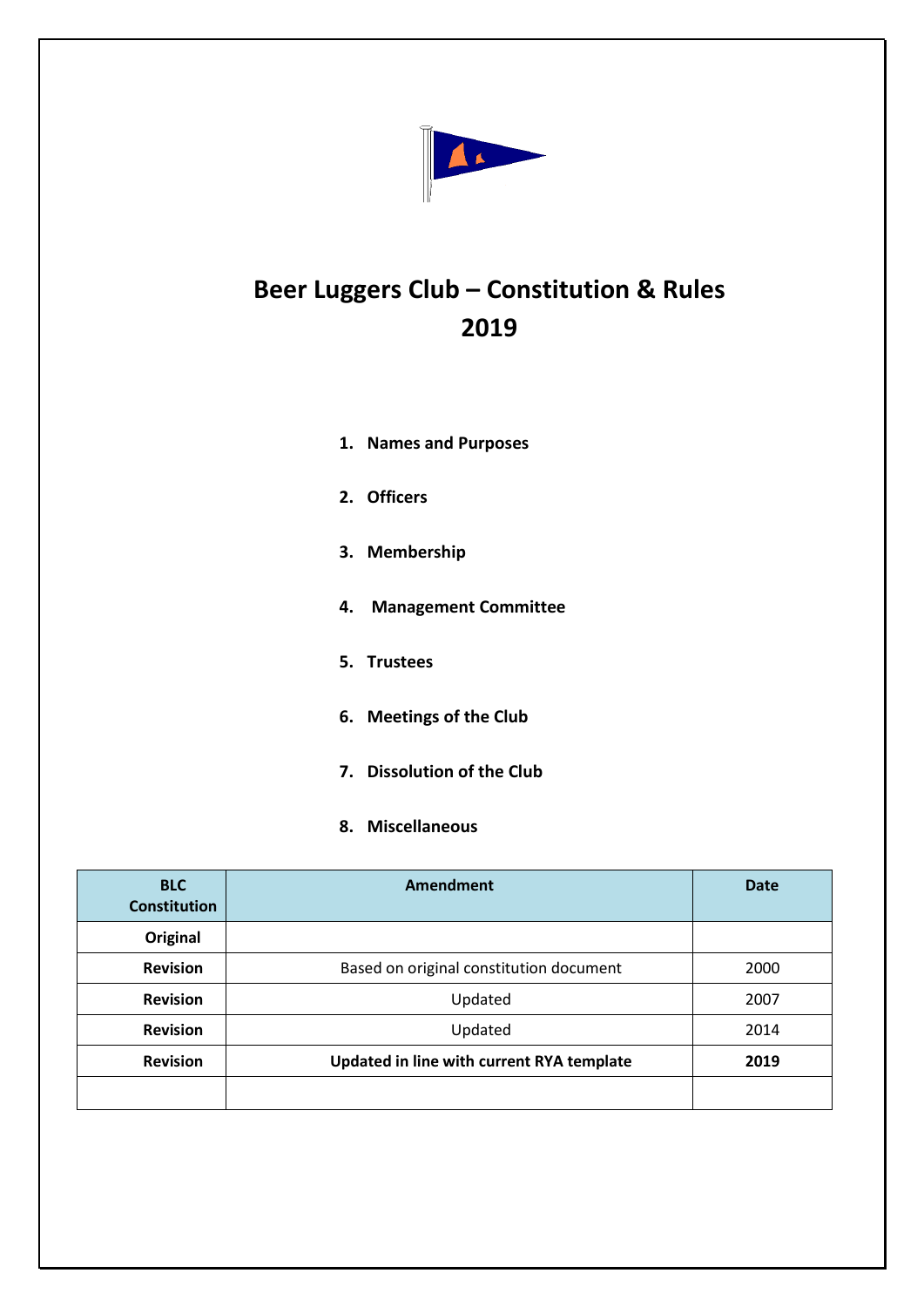# Beer Luggers Club – Constitution & Rules 2019

1. **Names and Purposes**
2. **Officers**
3. **Membership**
4. **Management Committee**
5. **Trustees**
6. **Meetings of the Club**
7. **Dissolution of the Club**
8. **Miscellaneous**

| BLC Constitution | Amendment | Date |
|---|---|---|
| **Original** | | |
| **Revision** | Based on original constitution document | 2000 |
| **Revision** | Updated | 2007 |
| **Revision** | Updated | 2014 |
| **Revision** | **Updated in line with current RYA template** | **2019** |
| | | |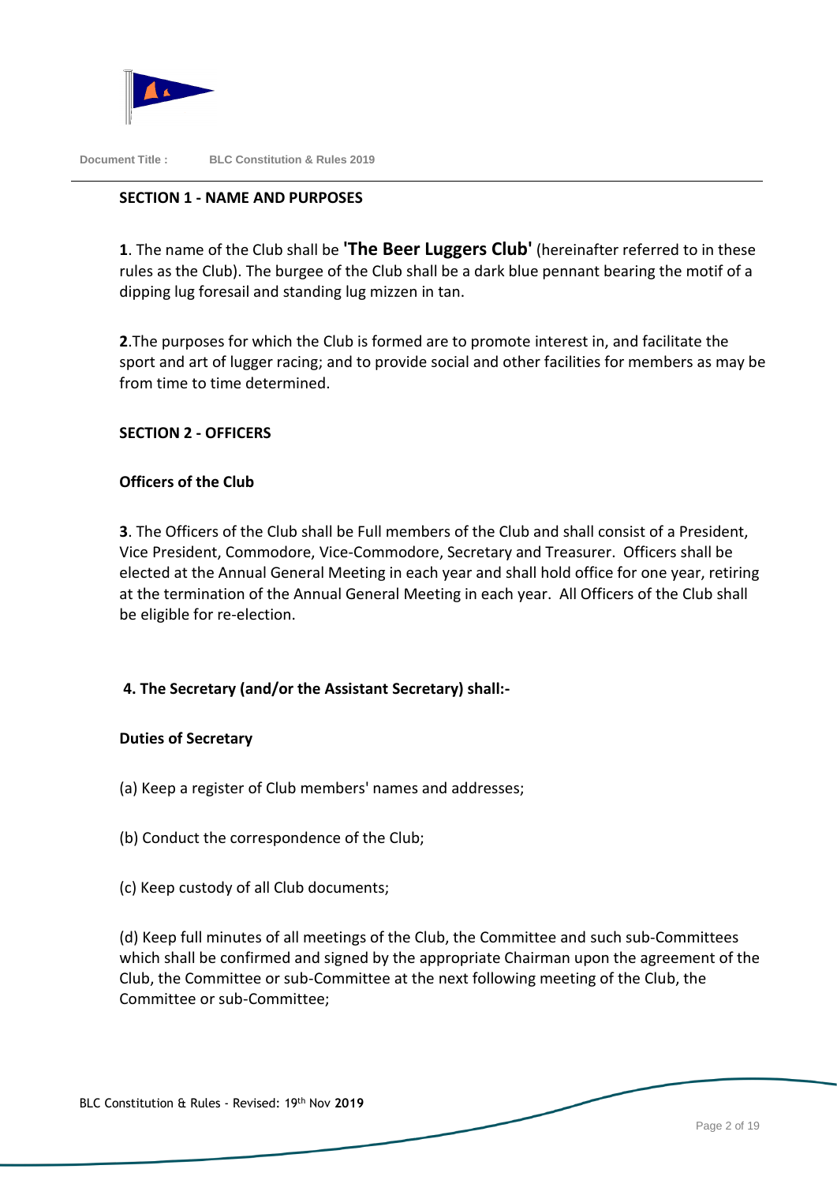## SECTION 1 - NAME AND PURPOSES

**1**. The name of the Club shall be **'The Beer Luggers Club'** (hereinafter referred to in these rules as the Club). The burgee of the Club shall be a dark blue pennant bearing the motif of a dipping lug foresail and standing lug mizzen in tan.

**2**.The purposes for which the Club is formed are to promote interest in, and facilitate the sport and art of lugger racing; and to provide social and other facilities for members as may be from time to time determined.

## SECTION 2 - OFFICERS

### Officers of the Club

**3**. The Officers of the Club shall be Full members of the Club and shall consist of a President, Vice President, Commodore, Vice-Commodore, Secretary and Treasurer. Officers shall be elected at the Annual General Meeting in each year and shall hold office for one year, retiring at the termination of the Annual General Meeting in each year. All Officers of the Club shall be eligible for re-election.

**4. The Secretary (and/or the Assistant Secretary) shall:-**

### Duties of Secretary

(a) Keep a register of Club members' names and addresses;

(b) Conduct the correspondence of the Club;

(c) Keep custody of all Club documents;

(d) Keep full minutes of all meetings of the Club, the Committee and such sub-Committees which shall be confirmed and signed by the appropriate Chairman upon the agreement of the Club, the Committee or sub-Committee at the next following meeting of the Club, the Committee or sub-Committee;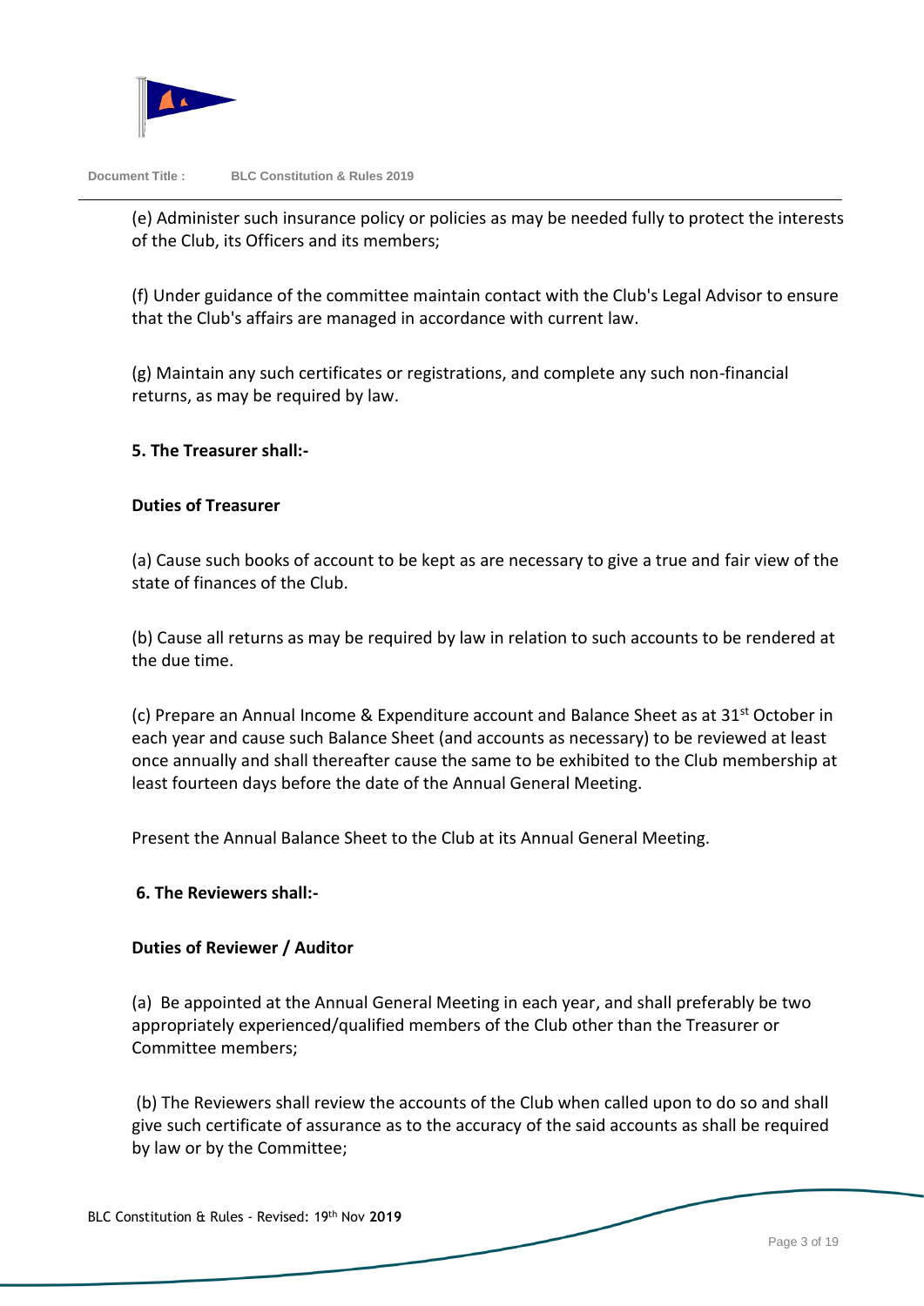(e) Administer such insurance policy or policies as may be needed fully to protect the interests of the Club, its Officers and its members;

(f) Under guidance of the committee maintain contact with the Club's Legal Advisor to ensure that the Club's affairs are managed in accordance with current law.

(g) Maintain any such certificates or registrations, and complete any such non-financial returns, as may be required by law.

**5. The Treasurer shall:-**

**Duties of Treasurer**

(a) Cause such books of account to be kept as are necessary to give a true and fair view of the state of finances of the Club.

(b) Cause all returns as may be required by law in relation to such accounts to be rendered at the due time.

(c) Prepare an Annual Income & Expenditure account and Balance Sheet as at 31st October in each year and cause such Balance Sheet (and accounts as necessary) to be reviewed at least once annually and shall thereafter cause the same to be exhibited to the Club membership at least fourteen days before the date of the Annual General Meeting.

Present the Annual Balance Sheet to the Club at its Annual General Meeting.

**6. The Reviewers shall:-**

**Duties of Reviewer / Auditor**

(a) Be appointed at the Annual General Meeting in each year, and shall preferably be two appropriately experienced/qualified members of the Club other than the Treasurer or Committee members;

(b) The Reviewers shall review the accounts of the Club when called upon to do so and shall give such certificate of assurance as to the accuracy of the said accounts as shall be required by law or by the Committee;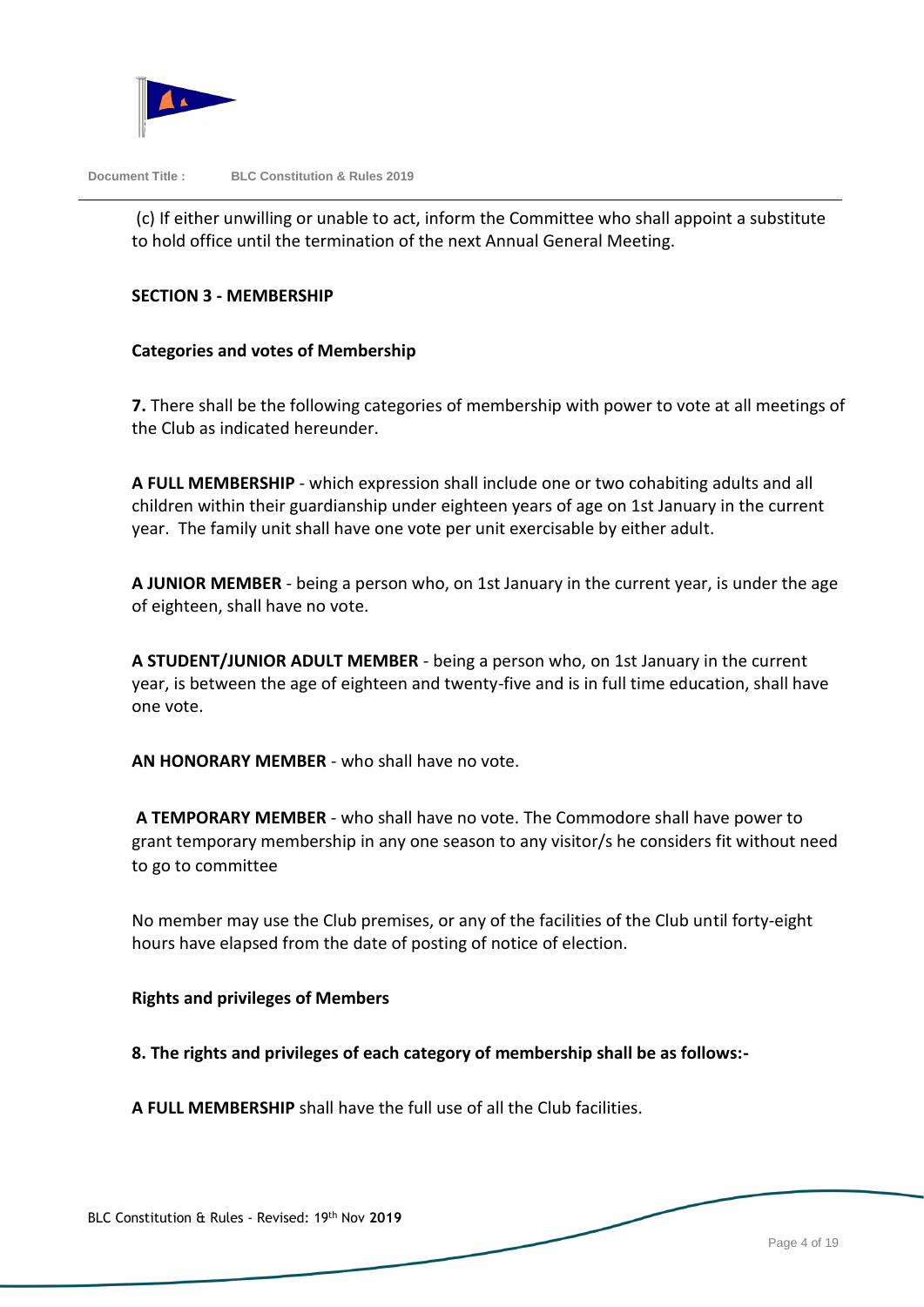(c) If either unwilling or unable to act, inform the Committee who shall appoint a substitute to hold office until the termination of the next Annual General Meeting.

## SECTION 3 - MEMBERSHIP

### Categories and votes of Membership

**7.** There shall be the following categories of membership with power to vote at all meetings of the Club as indicated hereunder.

**A FULL MEMBERSHIP** - which expression shall include one or two cohabiting adults and all children within their guardianship under eighteen years of age on 1st January in the current year. The family unit shall have one vote per unit exercisable by either adult.

**A JUNIOR MEMBER** - being a person who, on 1st January in the current year, is under the age of eighteen, shall have no vote.

**A STUDENT/JUNIOR ADULT MEMBER** - being a person who, on 1st January in the current year, is between the age of eighteen and twenty-five and is in full time education, shall have one vote.

**AN HONORARY MEMBER** - who shall have no vote.

**A TEMPORARY MEMBER** - who shall have no vote. The Commodore shall have power to grant temporary membership in any one season to any visitor/s he considers fit without need to go to committee

No member may use the Club premises, or any of the facilities of the Club until forty-eight hours have elapsed from the date of posting of notice of election.

### Rights and privileges of Members

**8. The rights and privileges of each category of membership shall be as follows:-**

**A FULL MEMBERSHIP** shall have the full use of all the Club facilities.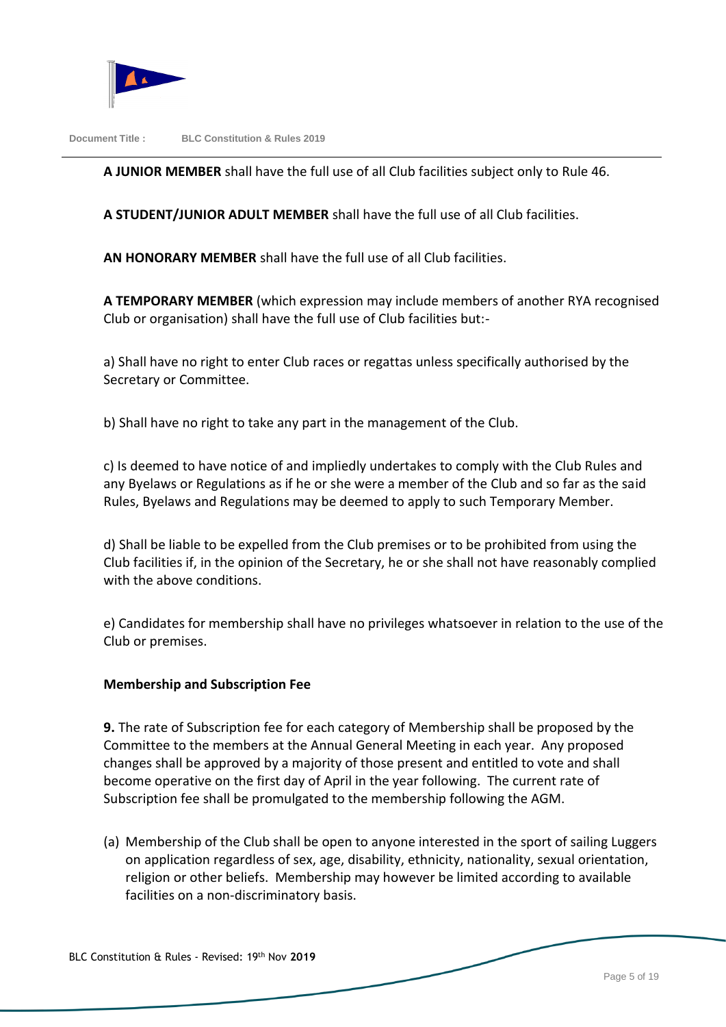**A JUNIOR MEMBER** shall have the full use of all Club facilities subject only to Rule 46.

**A STUDENT/JUNIOR ADULT MEMBER** shall have the full use of all Club facilities.

**AN HONORARY MEMBER** shall have the full use of all Club facilities.

**A TEMPORARY MEMBER** (which expression may include members of another RYA recognised Club or organisation) shall have the full use of Club facilities but:-

a) Shall have no right to enter Club races or regattas unless specifically authorised by the Secretary or Committee.

b) Shall have no right to take any part in the management of the Club.

c) Is deemed to have notice of and impliedly undertakes to comply with the Club Rules and any Byelaws or Regulations as if he or she were a member of the Club and so far as the said Rules, Byelaws and Regulations may be deemed to apply to such Temporary Member.

d) Shall be liable to be expelled from the Club premises or to be prohibited from using the Club facilities if, in the opinion of the Secretary, he or she shall not have reasonably complied with the above conditions.

e) Candidates for membership shall have no privileges whatsoever in relation to the use of the Club or premises.

**Membership and Subscription Fee**

**9.** The rate of Subscription fee for each category of Membership shall be proposed by the Committee to the members at the Annual General Meeting in each year. Any proposed changes shall be approved by a majority of those present and entitled to vote and shall become operative on the first day of April in the year following. The current rate of Subscription fee shall be promulgated to the membership following the AGM.

(a) Membership of the Club shall be open to anyone interested in the sport of sailing Luggers on application regardless of sex, age, disability, ethnicity, nationality, sexual orientation, religion or other beliefs. Membership may however be limited according to available facilities on a non-discriminatory basis.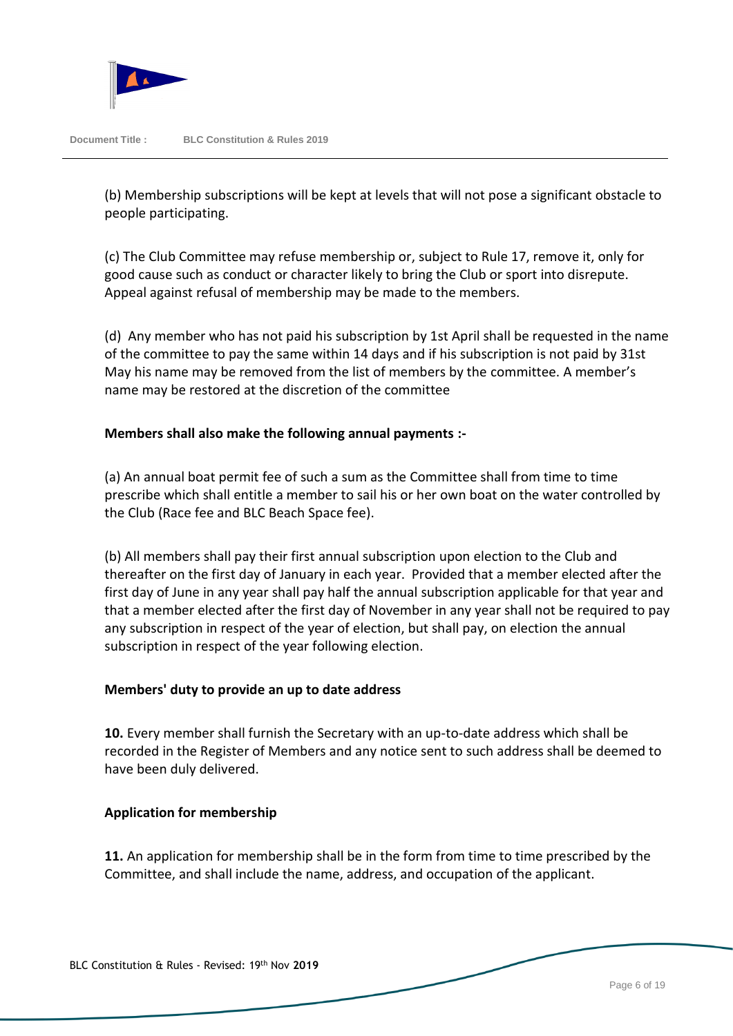(b) Membership subscriptions will be kept at levels that will not pose a significant obstacle to people participating.

(c) The Club Committee may refuse membership or, subject to Rule 17, remove it, only for good cause such as conduct or character likely to bring the Club or sport into disrepute. Appeal against refusal of membership may be made to the members.

(d) Any member who has not paid his subscription by 1st April shall be requested in the name of the committee to pay the same within 14 days and if his subscription is not paid by 31st May his name may be removed from the list of members by the committee. A member's name may be restored at the discretion of the committee

**Members shall also make the following annual payments :-**

(a) An annual boat permit fee of such a sum as the Committee shall from time to time prescribe which shall entitle a member to sail his or her own boat on the water controlled by the Club (Race fee and BLC Beach Space fee).

(b) All members shall pay their first annual subscription upon election to the Club and thereafter on the first day of January in each year. Provided that a member elected after the first day of June in any year shall pay half the annual subscription applicable for that year and that a member elected after the first day of November in any year shall not be required to pay any subscription in respect of the year of election, but shall pay, on election the annual subscription in respect of the year following election.

**Members' duty to provide an up to date address**

**10.** Every member shall furnish the Secretary with an up-to-date address which shall be recorded in the Register of Members and any notice sent to such address shall be deemed to have been duly delivered.

**Application for membership**

**11.** An application for membership shall be in the form from time to time prescribed by the Committee, and shall include the name, address, and occupation of the applicant.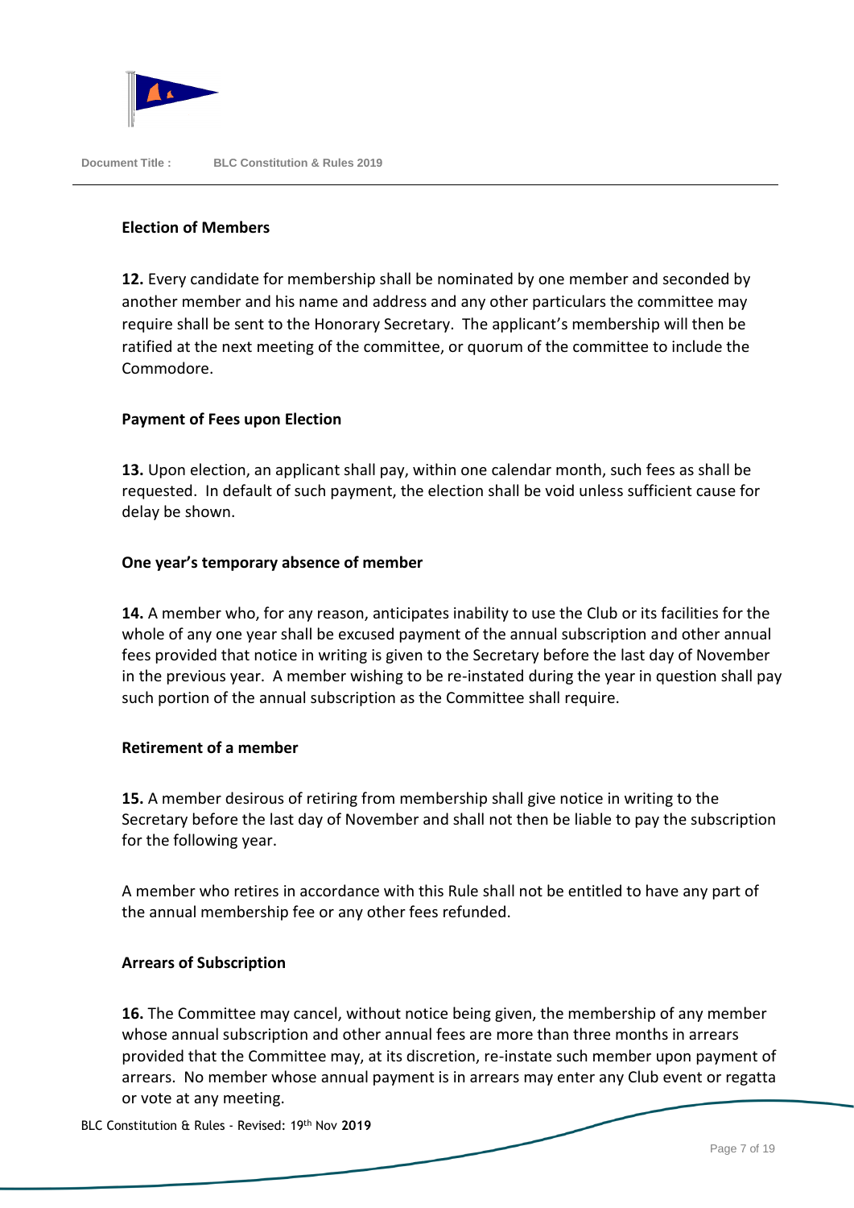### Election of Members

**12.** Every candidate for membership shall be nominated by one member and seconded by another member and his name and address and any other particulars the committee may require shall be sent to the Honorary Secretary. The applicant's membership will then be ratified at the next meeting of the committee, or quorum of the committee to include the Commodore.

### Payment of Fees upon Election

**13.** Upon election, an applicant shall pay, within one calendar month, such fees as shall be requested. In default of such payment, the election shall be void unless sufficient cause for delay be shown.

### One year's temporary absence of member

**14.** A member who, for any reason, anticipates inability to use the Club or its facilities for the whole of any one year shall be excused payment of the annual subscription and other annual fees provided that notice in writing is given to the Secretary before the last day of November in the previous year. A member wishing to be re-instated during the year in question shall pay such portion of the annual subscription as the Committee shall require.

### Retirement of a member

**15.** A member desirous of retiring from membership shall give notice in writing to the Secretary before the last day of November and shall not then be liable to pay the subscription for the following year.

A member who retires in accordance with this Rule shall not be entitled to have any part of the annual membership fee or any other fees refunded.

### Arrears of Subscription

**16.** The Committee may cancel, without notice being given, the membership of any member whose annual subscription and other annual fees are more than three months in arrears provided that the Committee may, at its discretion, re-instate such member upon payment of arrears. No member whose annual payment is in arrears may enter any Club event or regatta or vote at any meeting.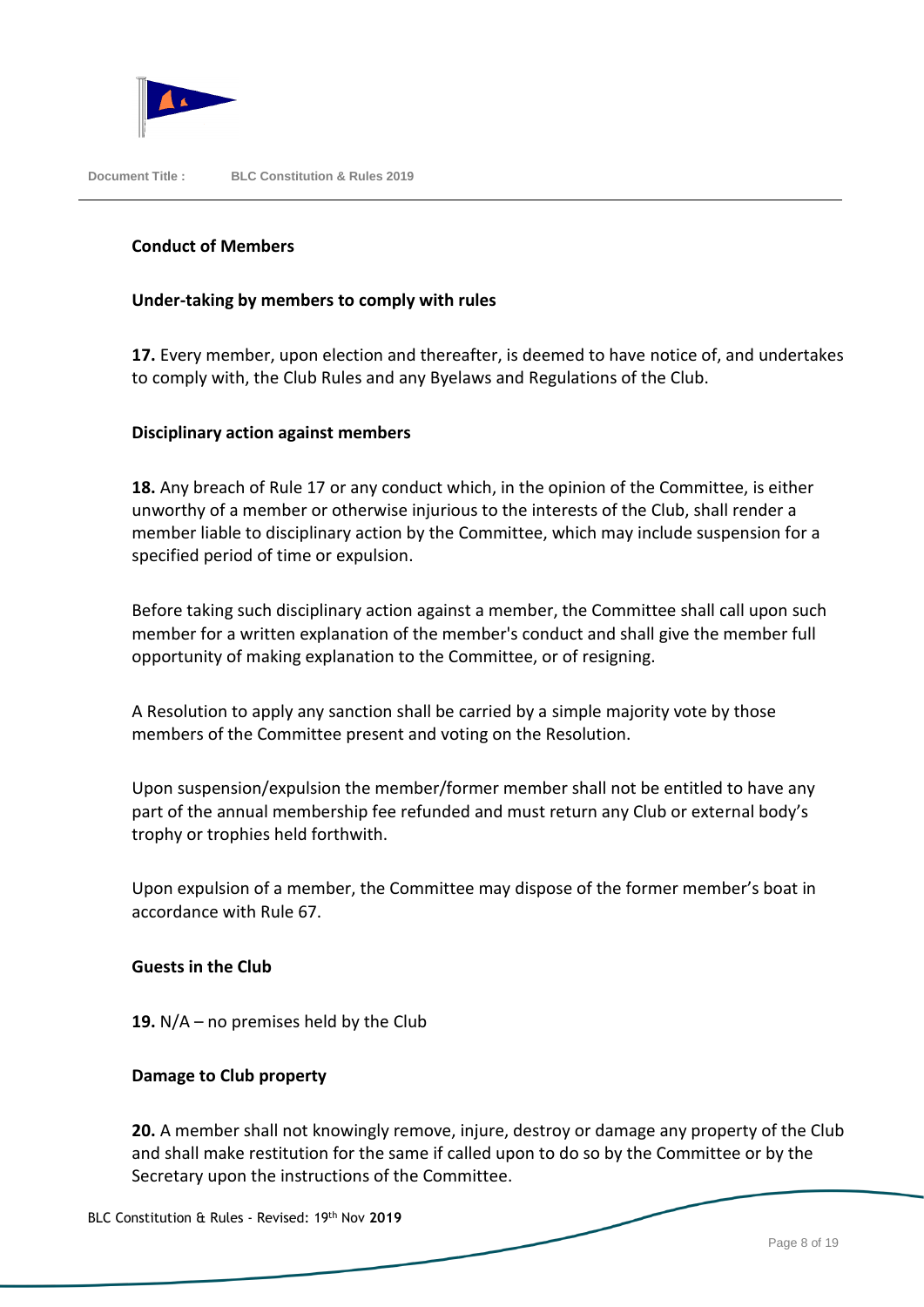## Conduct of Members

### Under-taking by members to comply with rules

**17.** Every member, upon election and thereafter, is deemed to have notice of, and undertakes to comply with, the Club Rules and any Byelaws and Regulations of the Club.

### Disciplinary action against members

**18.** Any breach of Rule 17 or any conduct which, in the opinion of the Committee, is either unworthy of a member or otherwise injurious to the interests of the Club, shall render a member liable to disciplinary action by the Committee, which may include suspension for a specified period of time or expulsion.

Before taking such disciplinary action against a member, the Committee shall call upon such member for a written explanation of the member's conduct and shall give the member full opportunity of making explanation to the Committee, or of resigning.

A Resolution to apply any sanction shall be carried by a simple majority vote by those members of the Committee present and voting on the Resolution.

Upon suspension/expulsion the member/former member shall not be entitled to have any part of the annual membership fee refunded and must return any Club or external body's trophy or trophies held forthwith.

Upon expulsion of a member, the Committee may dispose of the former member's boat in accordance with Rule 67.

### Guests in the Club

**19.** N/A – no premises held by the Club

### Damage to Club property

**20.** A member shall not knowingly remove, injure, destroy or damage any property of the Club and shall make restitution for the same if called upon to do so by the Committee or by the Secretary upon the instructions of the Committee.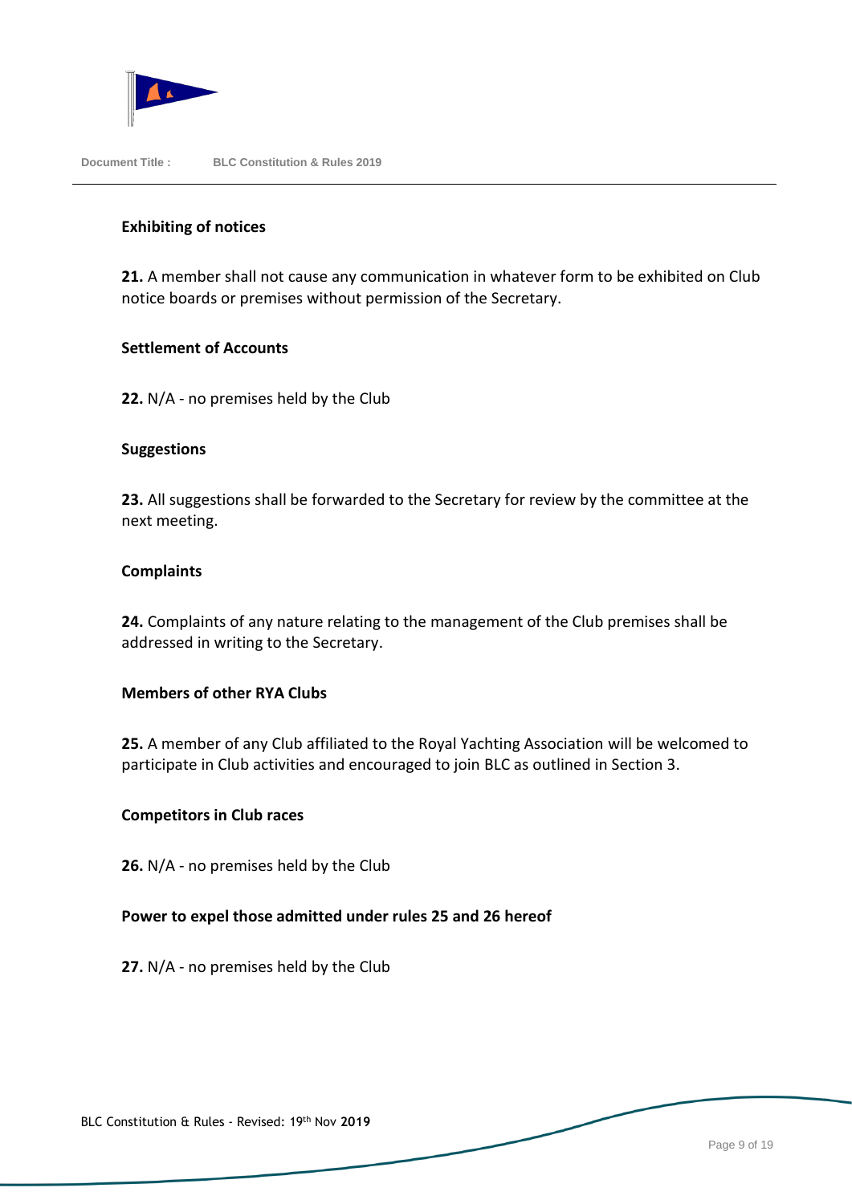**Exhibiting of notices**

**21.** A member shall not cause any communication in whatever form to be exhibited on Club notice boards or premises without permission of the Secretary.

**Settlement of Accounts**

**22.** N/A - no premises held by the Club

**Suggestions**

**23.** All suggestions shall be forwarded to the Secretary for review by the committee at the next meeting.

**Complaints**

**24.** Complaints of any nature relating to the management of the Club premises shall be addressed in writing to the Secretary.

**Members of other RYA Clubs**

**25.** A member of any Club affiliated to the Royal Yachting Association will be welcomed to participate in Club activities and encouraged to join BLC as outlined in Section 3.

**Competitors in Club races**

**26.** N/A - no premises held by the Club

**Power to expel those admitted under rules 25 and 26 hereof**

**27.** N/A - no premises held by the Club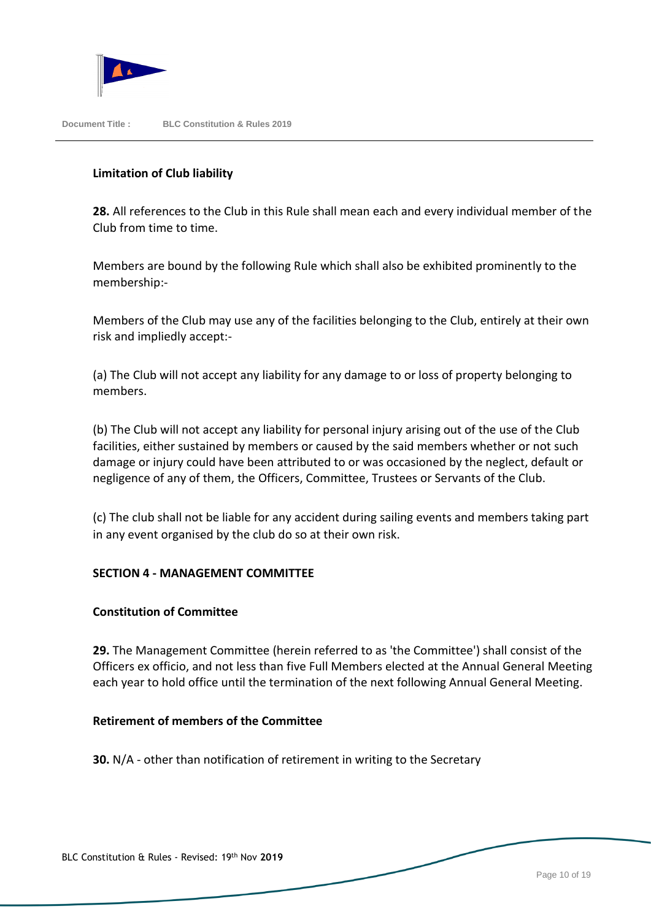**Limitation of Club liability**

**28.** All references to the Club in this Rule shall mean each and every individual member of the Club from time to time.

Members are bound by the following Rule which shall also be exhibited prominently to the membership:-

Members of the Club may use any of the facilities belonging to the Club, entirely at their own risk and impliedly accept:-

(a) The Club will not accept any liability for any damage to or loss of property belonging to members.

(b) The Club will not accept any liability for personal injury arising out of the use of the Club facilities, either sustained by members or caused by the said members whether or not such damage or injury could have been attributed to or was occasioned by the neglect, default or negligence of any of them, the Officers, Committee, Trustees or Servants of the Club.

(c) The club shall not be liable for any accident during sailing events and members taking part in any event organised by the club do so at their own risk.

## SECTION 4 - MANAGEMENT COMMITTEE

**Constitution of Committee**

**29.** The Management Committee (herein referred to as 'the Committee') shall consist of the Officers ex officio, and not less than five Full Members elected at the Annual General Meeting each year to hold office until the termination of the next following Annual General Meeting.

**Retirement of members of the Committee**

**30.** N/A - other than notification of retirement in writing to the Secretary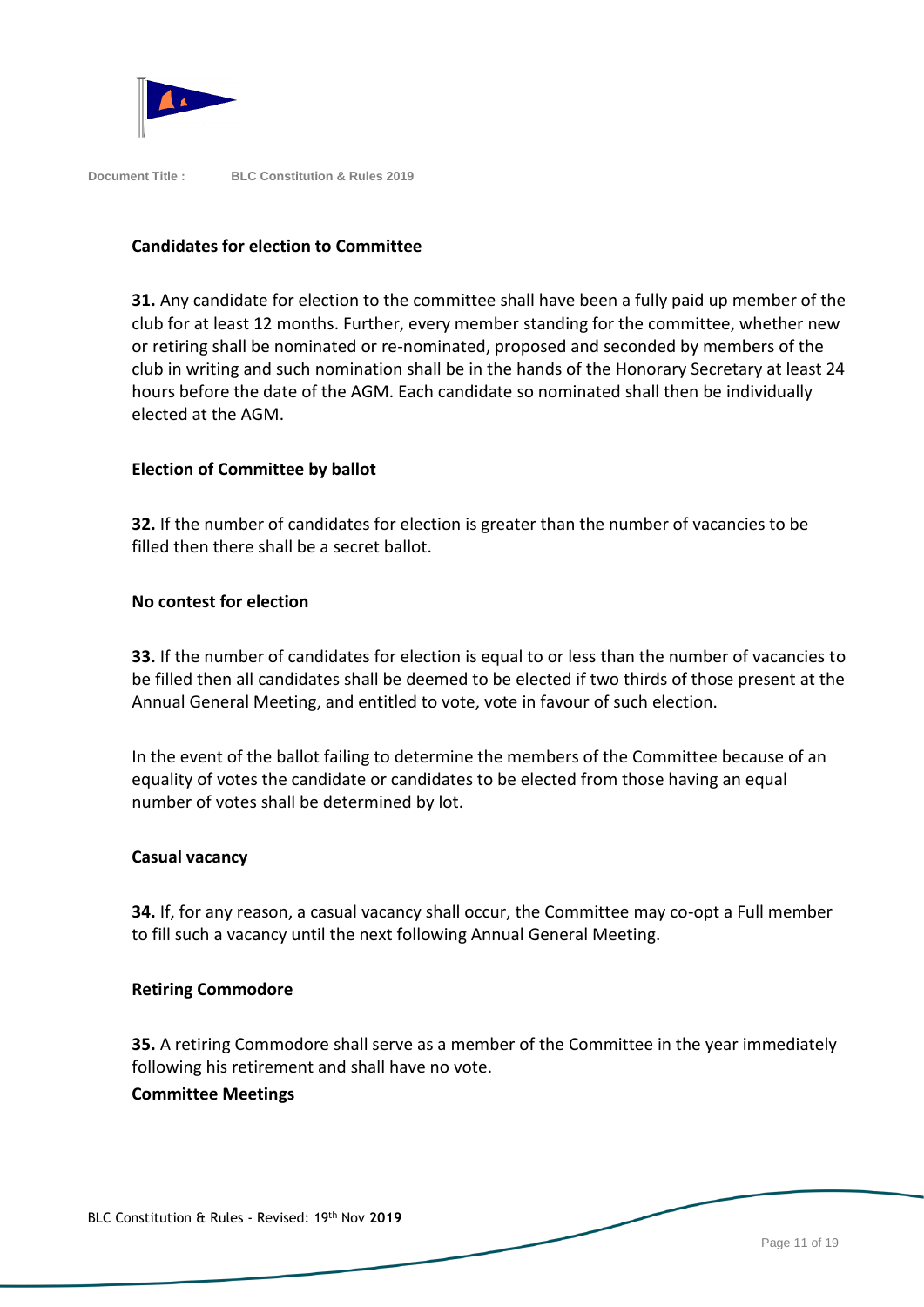**Candidates for election to Committee**

**31.** Any candidate for election to the committee shall have been a fully paid up member of the club for at least 12 months. Further, every member standing for the committee, whether new or retiring shall be nominated or re-nominated, proposed and seconded by members of the club in writing and such nomination shall be in the hands of the Honorary Secretary at least 24 hours before the date of the AGM. Each candidate so nominated shall then be individually elected at the AGM.

**Election of Committee by ballot**

**32.** If the number of candidates for election is greater than the number of vacancies to be filled then there shall be a secret ballot.

**No contest for election**

**33.** If the number of candidates for election is equal to or less than the number of vacancies to be filled then all candidates shall be deemed to be elected if two thirds of those present at the Annual General Meeting, and entitled to vote, vote in favour of such election.

In the event of the ballot failing to determine the members of the Committee because of an equality of votes the candidate or candidates to be elected from those having an equal number of votes shall be determined by lot.

**Casual vacancy**

**34.** If, for any reason, a casual vacancy shall occur, the Committee may co-opt a Full member to fill such a vacancy until the next following Annual General Meeting.

**Retiring Commodore**

**35.** A retiring Commodore shall serve as a member of the Committee in the year immediately following his retirement and shall have no vote.

**Committee Meetings**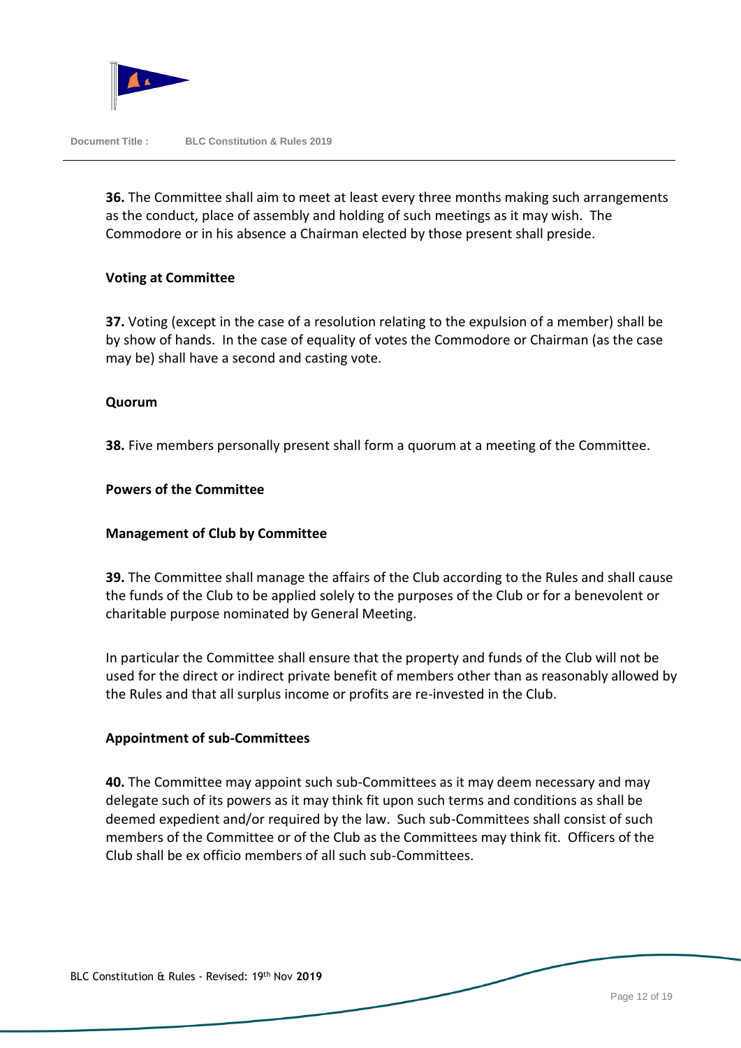**36.** The Committee shall aim to meet at least every three months making such arrangements as the conduct, place of assembly and holding of such meetings as it may wish. The Commodore or in his absence a Chairman elected by those present shall preside.

### Voting at Committee

**37.** Voting (except in the case of a resolution relating to the expulsion of a member) shall be by show of hands. In the case of equality of votes the Commodore or Chairman (as the case may be) shall have a second and casting vote.

### Quorum

**38.** Five members personally present shall form a quorum at a meeting of the Committee.

### Powers of the Committee

### Management of Club by Committee

**39.** The Committee shall manage the affairs of the Club according to the Rules and shall cause the funds of the Club to be applied solely to the purposes of the Club or for a benevolent or charitable purpose nominated by General Meeting.

In particular the Committee shall ensure that the property and funds of the Club will not be used for the direct or indirect private benefit of members other than as reasonably allowed by the Rules and that all surplus income or profits are re-invested in the Club.

### Appointment of sub-Committees

**40.** The Committee may appoint such sub-Committees as it may deem necessary and may delegate such of its powers as it may think fit upon such terms and conditions as shall be deemed expedient and/or required by the law. Such sub-Committees shall consist of such members of the Committee or of the Club as the Committees may think fit. Officers of the Club shall be ex officio members of all such sub-Committees.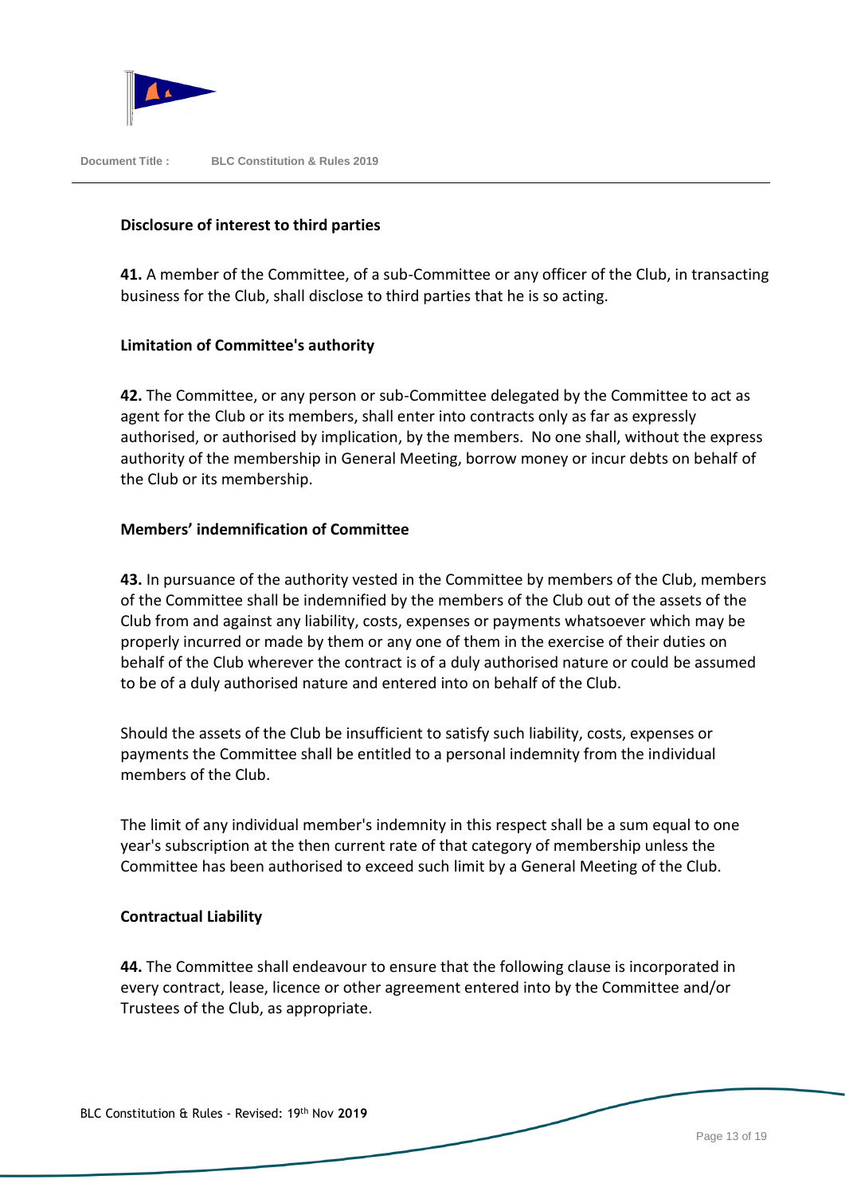**Disclosure of interest to third parties**

**41.** A member of the Committee, of a sub-Committee or any officer of the Club, in transacting business for the Club, shall disclose to third parties that he is so acting.

**Limitation of Committee's authority**

**42.** The Committee, or any person or sub-Committee delegated by the Committee to act as agent for the Club or its members, shall enter into contracts only as far as expressly authorised, or authorised by implication, by the members. No one shall, without the express authority of the membership in General Meeting, borrow money or incur debts on behalf of the Club or its membership.

**Members' indemnification of Committee**

**43.** In pursuance of the authority vested in the Committee by members of the Club, members of the Committee shall be indemnified by the members of the Club out of the assets of the Club from and against any liability, costs, expenses or payments whatsoever which may be properly incurred or made by them or any one of them in the exercise of their duties on behalf of the Club wherever the contract is of a duly authorised nature or could be assumed to be of a duly authorised nature and entered into on behalf of the Club.

Should the assets of the Club be insufficient to satisfy such liability, costs, expenses or payments the Committee shall be entitled to a personal indemnity from the individual members of the Club.

The limit of any individual member's indemnity in this respect shall be a sum equal to one year's subscription at the then current rate of that category of membership unless the Committee has been authorised to exceed such limit by a General Meeting of the Club.

**Contractual Liability**

**44.** The Committee shall endeavour to ensure that the following clause is incorporated in every contract, lease, licence or other agreement entered into by the Committee and/or Trustees of the Club, as appropriate.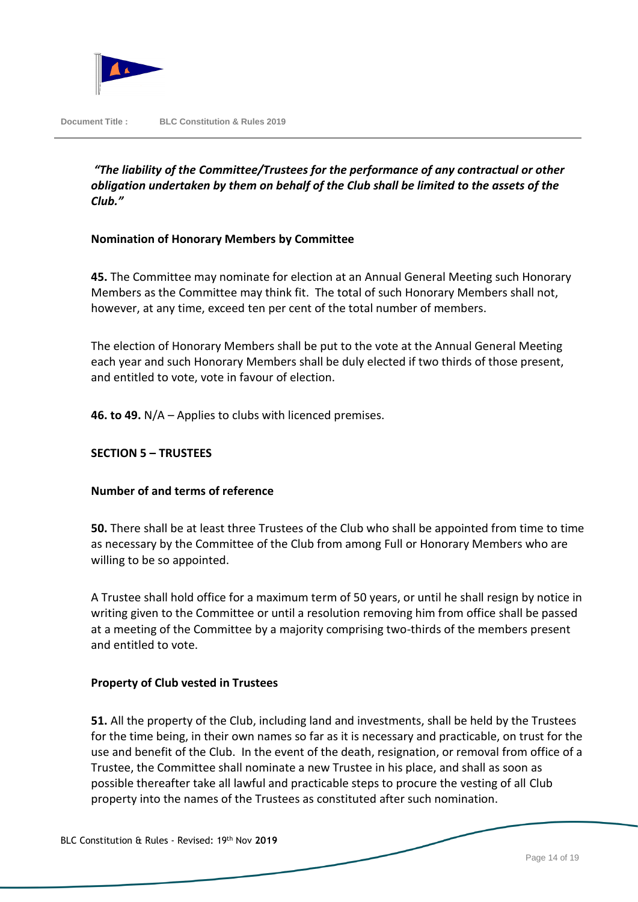***"The liability of the Committee/Trustees for the performance of any contractual or other obligation undertaken by them on behalf of the Club shall be limited to the assets of the Club."***

**Nomination of Honorary Members by Committee**

**45.** The Committee may nominate for election at an Annual General Meeting such Honorary Members as the Committee may think fit. The total of such Honorary Members shall not, however, at any time, exceed ten per cent of the total number of members.

The election of Honorary Members shall be put to the vote at the Annual General Meeting each year and such Honorary Members shall be duly elected if two thirds of those present, and entitled to vote, vote in favour of election.

**46. to 49.** N/A – Applies to clubs with licenced premises.

## SECTION 5 – TRUSTEES

**Number of and terms of reference**

**50.** There shall be at least three Trustees of the Club who shall be appointed from time to time as necessary by the Committee of the Club from among Full or Honorary Members who are willing to be so appointed.

A Trustee shall hold office for a maximum term of 50 years, or until he shall resign by notice in writing given to the Committee or until a resolution removing him from office shall be passed at a meeting of the Committee by a majority comprising two-thirds of the members present and entitled to vote.

**Property of Club vested in Trustees**

**51.** All the property of the Club, including land and investments, shall be held by the Trustees for the time being, in their own names so far as it is necessary and practicable, on trust for the use and benefit of the Club. In the event of the death, resignation, or removal from office of a Trustee, the Committee shall nominate a new Trustee in his place, and shall as soon as possible thereafter take all lawful and practicable steps to procure the vesting of all Club property into the names of the Trustees as constituted after such nomination.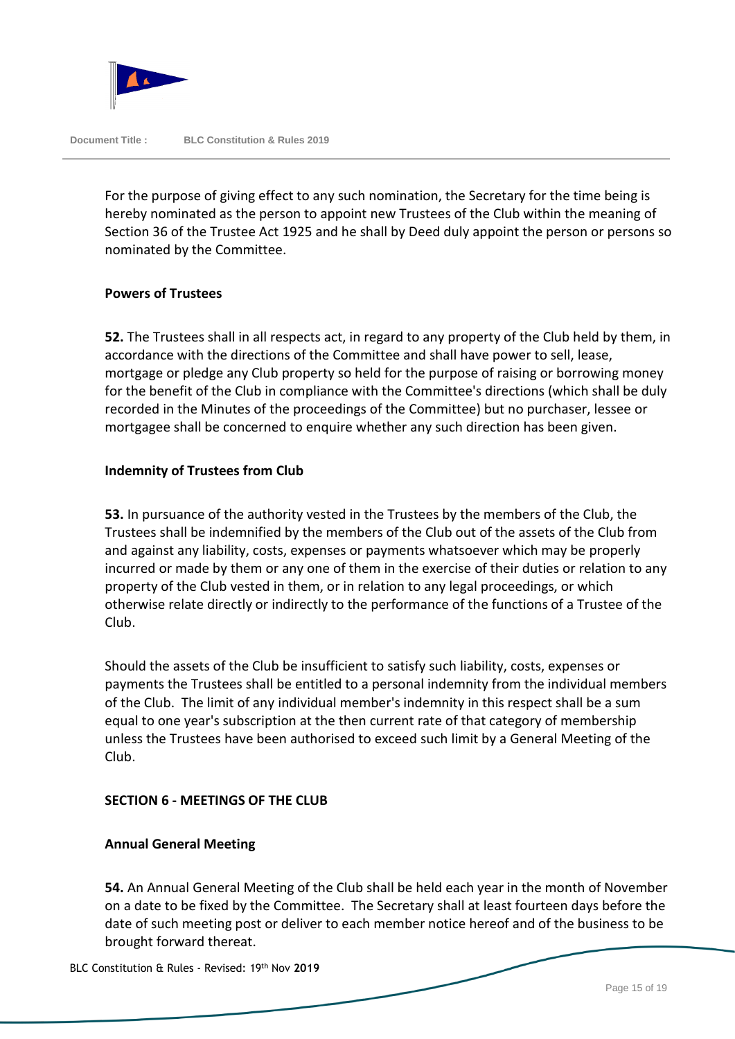For the purpose of giving effect to any such nomination, the Secretary for the time being is hereby nominated as the person to appoint new Trustees of the Club within the meaning of Section 36 of the Trustee Act 1925 and he shall by Deed duly appoint the person or persons so nominated by the Committee.

**Powers of Trustees**

**52.** The Trustees shall in all respects act, in regard to any property of the Club held by them, in accordance with the directions of the Committee and shall have power to sell, lease, mortgage or pledge any Club property so held for the purpose of raising or borrowing money for the benefit of the Club in compliance with the Committee's directions (which shall be duly recorded in the Minutes of the proceedings of the Committee) but no purchaser, lessee or mortgagee shall be concerned to enquire whether any such direction has been given.

**Indemnity of Trustees from Club**

**53.** In pursuance of the authority vested in the Trustees by the members of the Club, the Trustees shall be indemnified by the members of the Club out of the assets of the Club from and against any liability, costs, expenses or payments whatsoever which may be properly incurred or made by them or any one of them in the exercise of their duties or relation to any property of the Club vested in them, or in relation to any legal proceedings, or which otherwise relate directly or indirectly to the performance of the functions of a Trustee of the Club.

Should the assets of the Club be insufficient to satisfy such liability, costs, expenses or payments the Trustees shall be entitled to a personal indemnity from the individual members of the Club. The limit of any individual member's indemnity in this respect shall be a sum equal to one year's subscription at the then current rate of that category of membership unless the Trustees have been authorised to exceed such limit by a General Meeting of the Club.

## SECTION 6 - MEETINGS OF THE CLUB

**Annual General Meeting**

**54.** An Annual General Meeting of the Club shall be held each year in the month of November on a date to be fixed by the Committee. The Secretary shall at least fourteen days before the date of such meeting post or deliver to each member notice hereof and of the business to be brought forward thereat.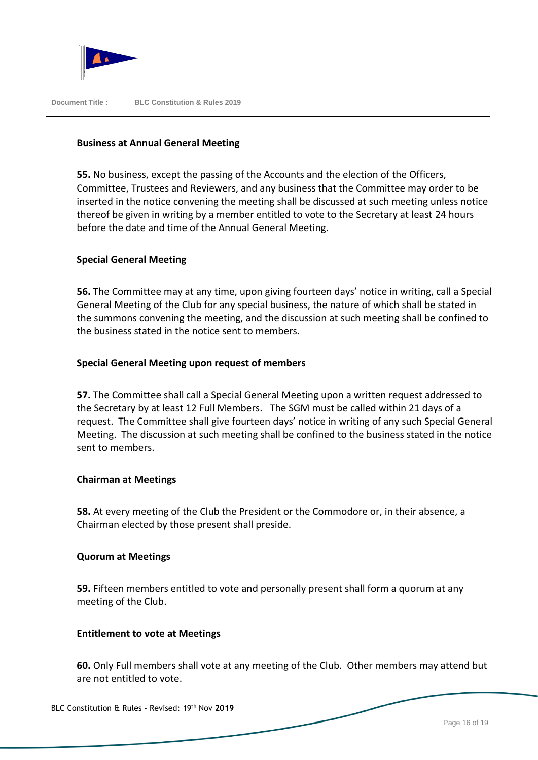**Business at Annual General Meeting**

**55.** No business, except the passing of the Accounts and the election of the Officers, Committee, Trustees and Reviewers, and any business that the Committee may order to be inserted in the notice convening the meeting shall be discussed at such meeting unless notice thereof be given in writing by a member entitled to vote to the Secretary at least 24 hours before the date and time of the Annual General Meeting.

**Special General Meeting**

**56.** The Committee may at any time, upon giving fourteen days' notice in writing, call a Special General Meeting of the Club for any special business, the nature of which shall be stated in the summons convening the meeting, and the discussion at such meeting shall be confined to the business stated in the notice sent to members.

**Special General Meeting upon request of members**

**57.** The Committee shall call a Special General Meeting upon a written request addressed to the Secretary by at least 12 Full Members. The SGM must be called within 21 days of a request. The Committee shall give fourteen days' notice in writing of any such Special General Meeting. The discussion at such meeting shall be confined to the business stated in the notice sent to members.

**Chairman at Meetings**

**58.** At every meeting of the Club the President or the Commodore or, in their absence, a Chairman elected by those present shall preside.

**Quorum at Meetings**

**59.** Fifteen members entitled to vote and personally present shall form a quorum at any meeting of the Club.

**Entitlement to vote at Meetings**

**60.** Only Full members shall vote at any meeting of the Club. Other members may attend but are not entitled to vote.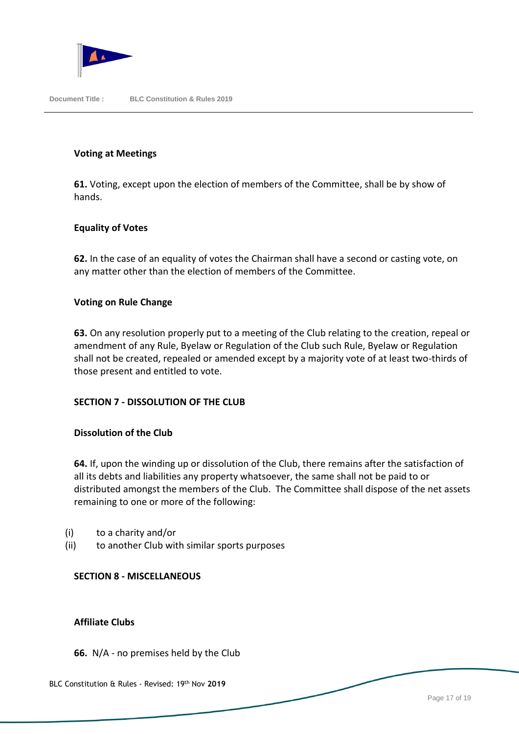**Voting at Meetings**

**61.** Voting, except upon the election of members of the Committee, shall be by show of hands.

**Equality of Votes**

**62.** In the case of an equality of votes the Chairman shall have a second or casting vote, on any matter other than the election of members of the Committee.

**Voting on Rule Change**

**63.** On any resolution properly put to a meeting of the Club relating to the creation, repeal or amendment of any Rule, Byelaw or Regulation of the Club such Rule, Byelaw or Regulation shall not be created, repealed or amended except by a majority vote of at least two-thirds of those present and entitled to vote.

**SECTION 7 - DISSOLUTION OF THE CLUB**

**Dissolution of the Club**

**64.** If, upon the winding up or dissolution of the Club, there remains after the satisfaction of all its debts and liabilities any property whatsoever, the same shall not be paid to or distributed amongst the members of the Club. The Committee shall dispose of the net assets remaining to one or more of the following:

(i) to a charity and/or
(ii) to another Club with similar sports purposes

**SECTION 8 - MISCELLANEOUS**

**Affiliate Clubs**

**66.** N/A - no premises held by the Club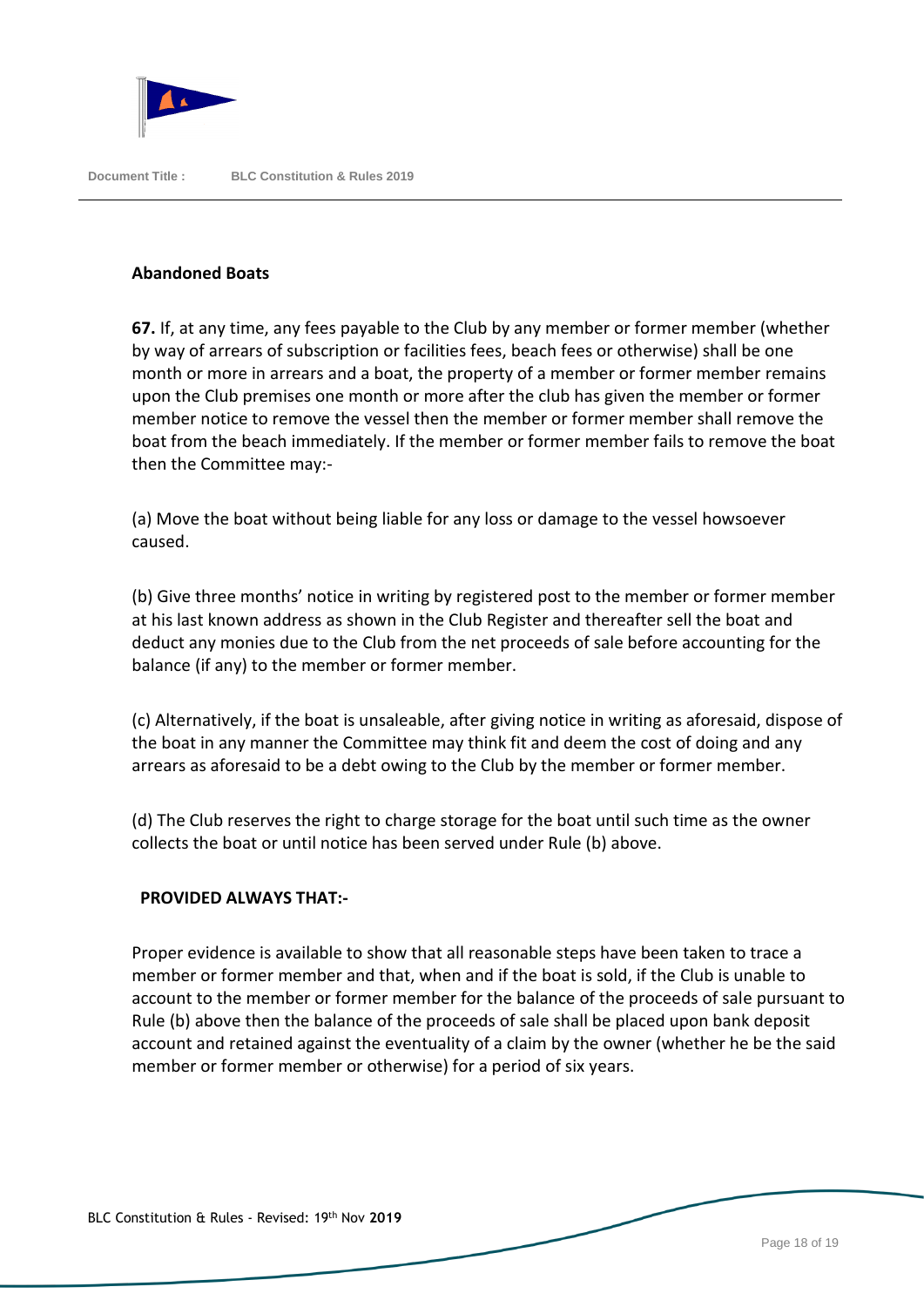### Abandoned Boats

**67.** If, at any time, any fees payable to the Club by any member or former member (whether by way of arrears of subscription or facilities fees, beach fees or otherwise) shall be one month or more in arrears and a boat, the property of a member or former member remains upon the Club premises one month or more after the club has given the member or former member notice to remove the vessel then the member or former member shall remove the boat from the beach immediately. If the member or former member fails to remove the boat then the Committee may:-

(a) Move the boat without being liable for any loss or damage to the vessel howsoever caused.

(b) Give three months' notice in writing by registered post to the member or former member at his last known address as shown in the Club Register and thereafter sell the boat and deduct any monies due to the Club from the net proceeds of sale before accounting for the balance (if any) to the member or former member.

(c) Alternatively, if the boat is unsaleable, after giving notice in writing as aforesaid, dispose of the boat in any manner the Committee may think fit and deem the cost of doing and any arrears as aforesaid to be a debt owing to the Club by the member or former member.

(d) The Club reserves the right to charge storage for the boat until such time as the owner collects the boat or until notice has been served under Rule (b) above.

**PROVIDED ALWAYS THAT:-**

Proper evidence is available to show that all reasonable steps have been taken to trace a member or former member and that, when and if the boat is sold, if the Club is unable to account to the member or former member for the balance of the proceeds of sale pursuant to Rule (b) above then the balance of the proceeds of sale shall be placed upon bank deposit account and retained against the eventuality of a claim by the owner (whether he be the said member or former member or otherwise) for a period of six years.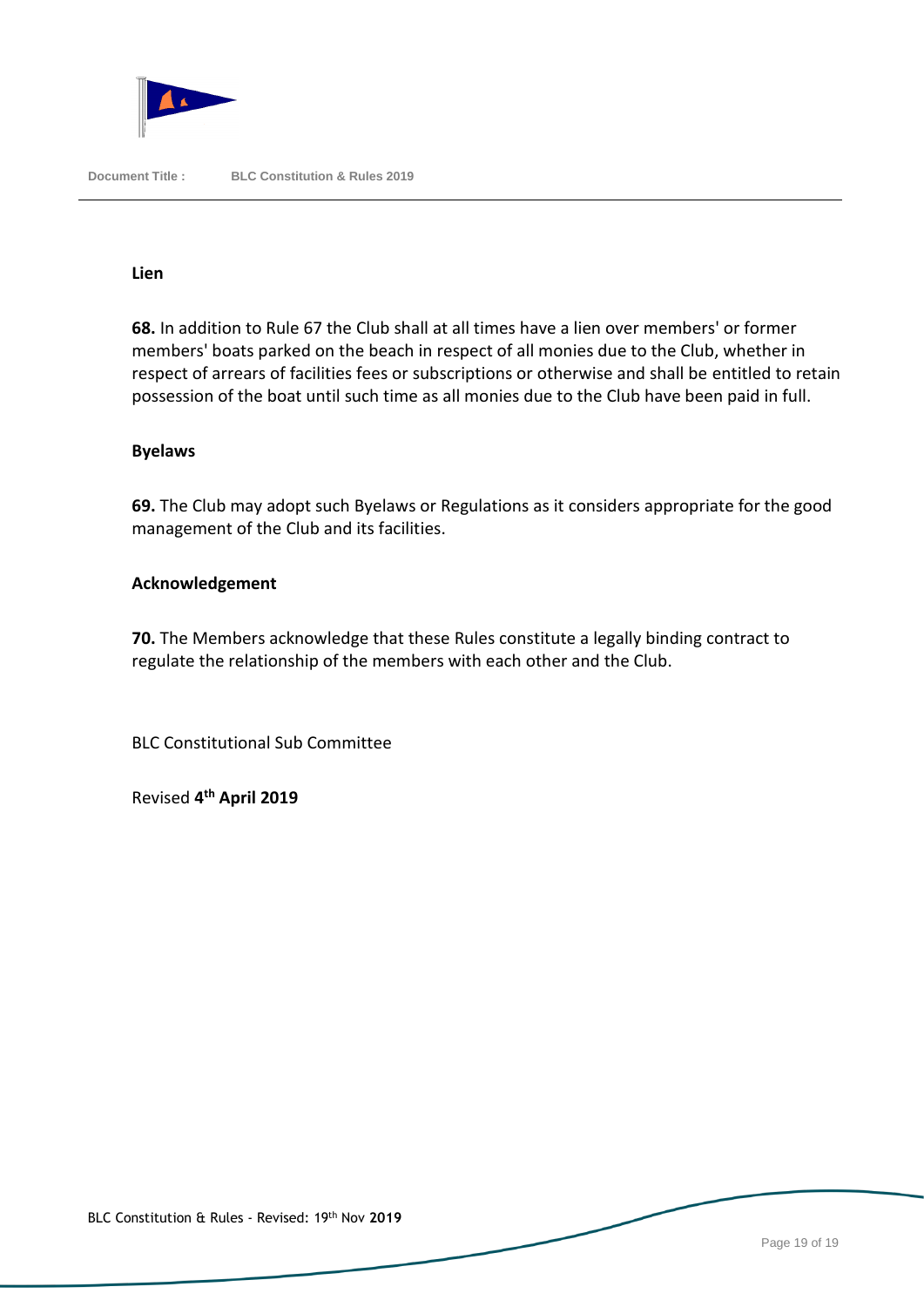**Lien**

**68.** In addition to Rule 67 the Club shall at all times have a lien over members' or former members' boats parked on the beach in respect of all monies due to the Club, whether in respect of arrears of facilities fees or subscriptions or otherwise and shall be entitled to retain possession of the boat until such time as all monies due to the Club have been paid in full.

**Byelaws**

**69.** The Club may adopt such Byelaws or Regulations as it considers appropriate for the good management of the Club and its facilities.

**Acknowledgement**

**70.** The Members acknowledge that these Rules constitute a legally binding contract to regulate the relationship of the members with each other and the Club.

BLC Constitutional Sub Committee

Revised **4th April 2019**